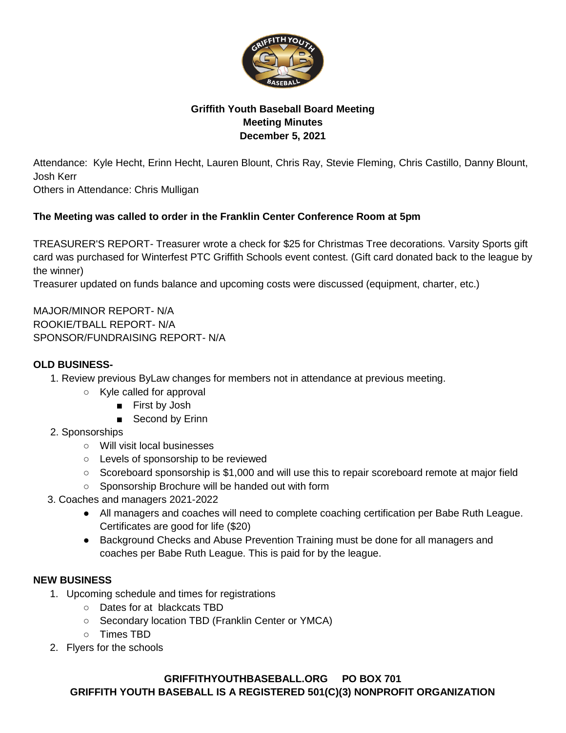**Griffith Youth Baseball Board Meeting**
**Meeting Minutes**
**December 5, 2021**

Attendance: Kyle Hecht, Erinn Hecht, Lauren Blount, Chris Ray, Stevie Fleming, Chris Castillo, Danny Blount, Josh Kerr
Others in Attendance: Chris Mulligan

**The Meeting was called to order in the Franklin Center Conference Room at 5pm**

TREASURER'S REPORT- Treasurer wrote a check for $25 for Christmas Tree decorations. Varsity Sports gift card was purchased for Winterfest PTC Griffith Schools event contest. (Gift card donated back to the league by the winner)
Treasurer updated on funds balance and upcoming costs were discussed (equipment, charter, etc.)

MAJOR/MINOR REPORT- N/A
ROOKIE/TBALL REPORT- N/A
SPONSOR/FUNDRAISING REPORT- N/A

**OLD BUSINESS-**

1. Review previous ByLaw changes for members not in attendance at previous meeting.
   - Kyle called for approval
     - First by Josh
     - Second by Erinn
2. Sponsorships
   - Will visit local businesses
   - Levels of sponsorship to be reviewed
   - Scoreboard sponsorship is $1,000 and will use this to repair scoreboard remote at major field
   - Sponsorship Brochure will be handed out with form
3. Coaches and managers 2021-2022
   - All managers and coaches will need to complete coaching certification per Babe Ruth League. Certificates are good for life ($20)
   - Background Checks and Abuse Prevention Training must be done for all managers and coaches per Babe Ruth League. This is paid for by the league.

**NEW BUSINESS**

1. Upcoming schedule and times for registrations
   - Dates for at blackcats TBD
   - Secondary location TBD (Franklin Center or YMCA)
   - Times TBD
2. Flyers for the schools

**GRIFFITHYOUTHBASEBALL.ORG PO BOX 701**
**GRIFFITH YOUTH BASEBALL IS A REGISTERED 501(C)(3) NONPROFIT ORGANIZATION**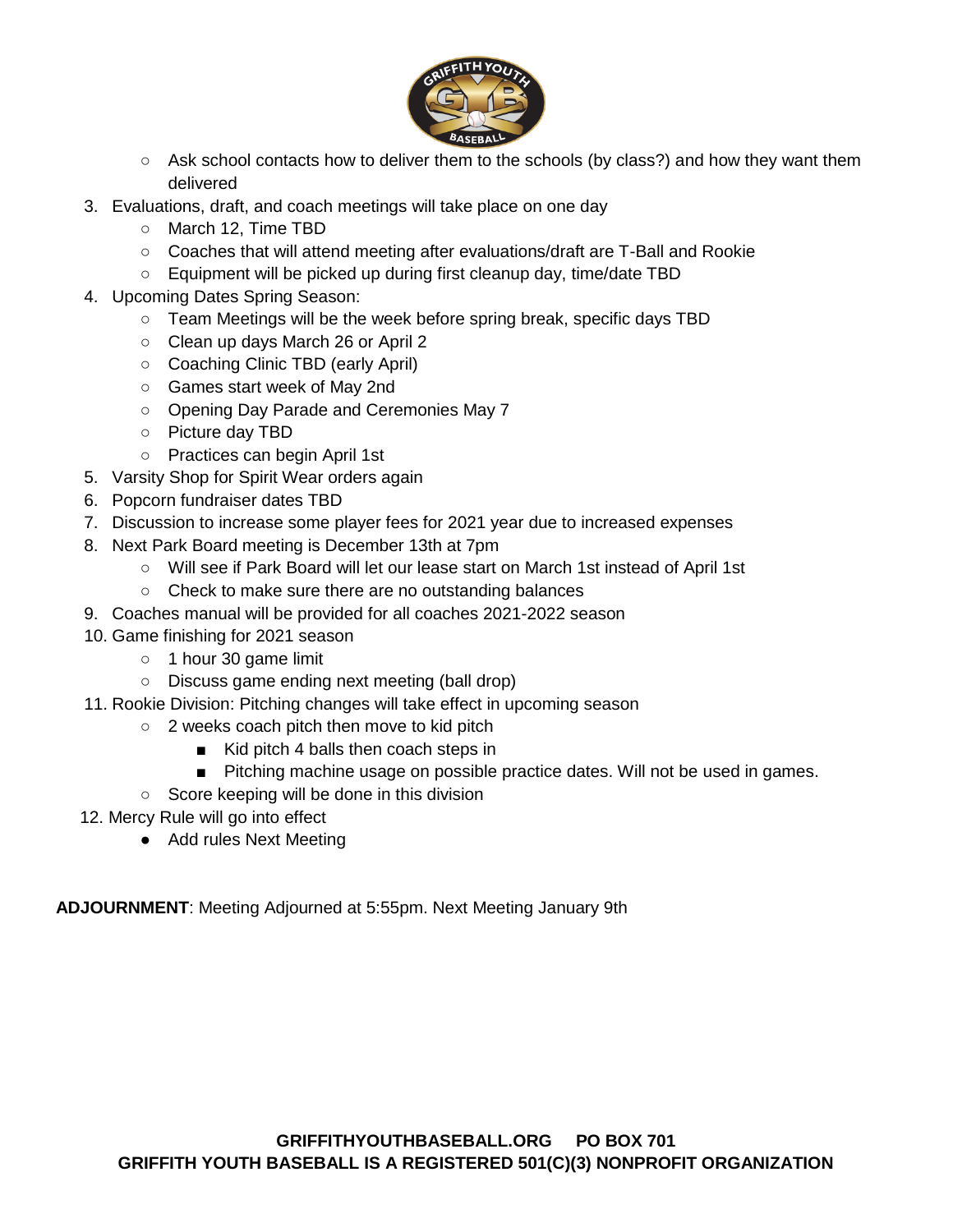- Ask school contacts how to deliver them to the schools (by class?) and how they want them delivered

3. Evaluations, draft, and coach meetings will take place on one day
    - March 12, Time TBD
    - Coaches that will attend meeting after evaluations/draft are T-Ball and Rookie
    - Equipment will be picked up during first cleanup day, time/date TBD
4. Upcoming Dates Spring Season:
    - Team Meetings will be the week before spring break, specific days TBD
    - Clean up days March 26 or April 2
    - Coaching Clinic TBD (early April)
    - Games start week of May 2nd
    - Opening Day Parade and Ceremonies May 7
    - Picture day TBD
    - Practices can begin April 1st
5. Varsity Shop for Spirit Wear orders again
6. Popcorn fundraiser dates TBD
7. Discussion to increase some player fees for 2021 year due to increased expenses
8. Next Park Board meeting is December 13th at 7pm
    - Will see if Park Board will let our lease start on March 1st instead of April 1st
    - Check to make sure there are no outstanding balances
9. Coaches manual will be provided for all coaches 2021-2022 season
10. Game finishing for 2021 season
    - 1 hour 30 game limit
    - Discuss game ending next meeting (ball drop)
11. Rookie Division: Pitching changes will take effect in upcoming season
    - 2 weeks coach pitch then move to kid pitch
        - Kid pitch 4 balls then coach steps in
        - Pitching machine usage on possible practice dates. Will not be used in games.
    - Score keeping will be done in this division
12. Mercy Rule will go into effect
    - Add rules Next Meeting

**ADJOURNMENT**: Meeting Adjourned at 5:55pm. Next Meeting January 9th

**GRIFFITHYOUTHBASEBALL.ORG PO BOX 701**
**GRIFFITH YOUTH BASEBALL IS A REGISTERED 501(C)(3) NONPROFIT ORGANIZATION**